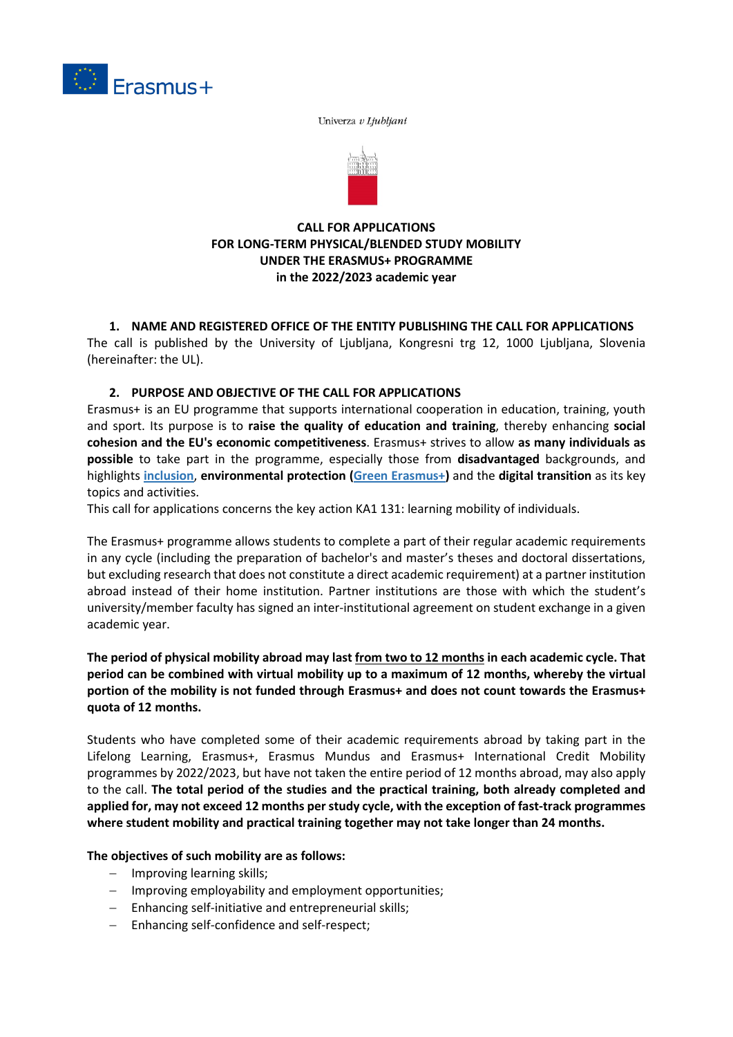Univerza *v Ljubljani*

# CALL FOR APPLICATIONS FOR LONG-TERM PHYSICAL/BLENDED STUDY MOBILITY UNDER THE ERASMUS+ PROGRAMME in the 2022/2023 academic year

## 1. NAME AND REGISTERED OFFICE OF THE ENTITY PUBLISHING THE CALL FOR APPLICATIONS

The call is published by the University of Ljubljana, Kongresni trg 12, 1000 Ljubljana, Slovenia (hereinafter: the UL).

## 2. PURPOSE AND OBJECTIVE OF THE CALL FOR APPLICATIONS

Erasmus+ is an EU programme that supports international cooperation in education, training, youth and sport. Its purpose is to **raise the quality of education and training**, thereby enhancing **social cohesion and the EU's economic competitiveness**. Erasmus+ strives to allow **as many individuals as possible** to take part in the programme, especially those from **disadvantaged** backgrounds, and highlights **inclusion**, **environmental protection (Green Erasmus+)** and the **digital transition** as its key topics and activities.

This call for applications concerns the key action KA1 131: learning mobility of individuals.

The Erasmus+ programme allows students to complete a part of their regular academic requirements in any cycle (including the preparation of bachelor's and master's theses and doctoral dissertations, but excluding research that does not constitute a direct academic requirement) at a partner institution abroad instead of their home institution. Partner institutions are those with which the student's university/member faculty has signed an inter-institutional agreement on student exchange in a given academic year.

**The period of physical mobility abroad may last from two to 12 months in each academic cycle. That period can be combined with virtual mobility up to a maximum of 12 months, whereby the virtual portion of the mobility is not funded through Erasmus+ and does not count towards the Erasmus+ quota of 12 months.**

Students who have completed some of their academic requirements abroad by taking part in the Lifelong Learning, Erasmus+, Erasmus Mundus and Erasmus+ International Credit Mobility programmes by 2022/2023, but have not taken the entire period of 12 months abroad, may also apply to the call. **The total period of the studies and the practical training, both already completed and applied for, may not exceed 12 months per study cycle, with the exception of fast-track programmes where student mobility and practical training together may not take longer than 24 months.**

**The objectives of such mobility are as follows:**

- Improving learning skills;
- Improving employability and employment opportunities;
- Enhancing self-initiative and entrepreneurial skills;
- Enhancing self-confidence and self-respect;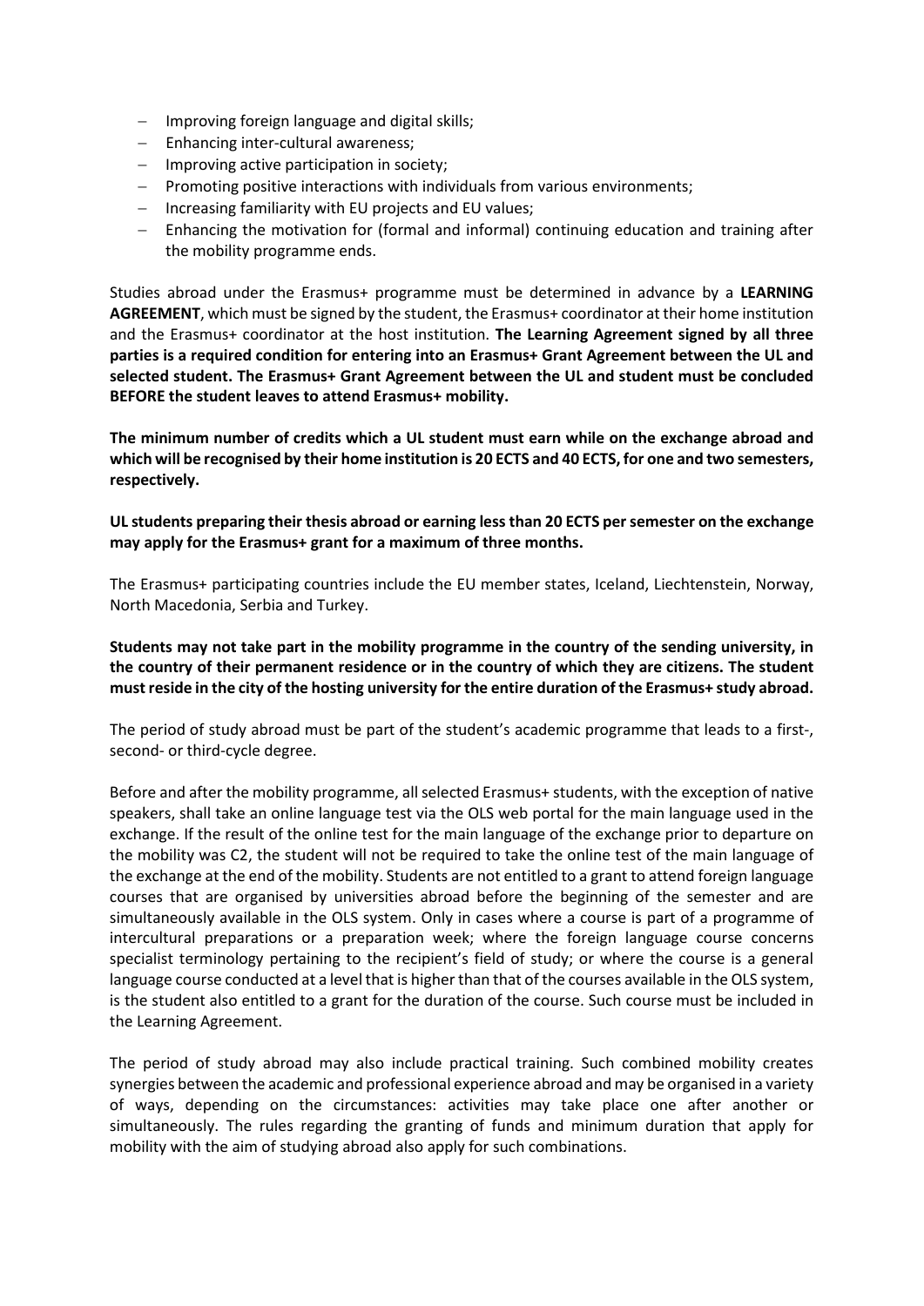- Improving foreign language and digital skills;
- Enhancing inter-cultural awareness;
- Improving active participation in society;
- Promoting positive interactions with individuals from various environments;
- Increasing familiarity with EU projects and EU values;
- Enhancing the motivation for (formal and informal) continuing education and training after the mobility programme ends.

Studies abroad under the Erasmus+ programme must be determined in advance by a **LEARNING AGREEMENT**, which must be signed by the student, the Erasmus+ coordinator at their home institution and the Erasmus+ coordinator at the host institution. **The Learning Agreement signed by all three parties is a required condition for entering into an Erasmus+ Grant Agreement between the UL and selected student. The Erasmus+ Grant Agreement between the UL and student must be concluded BEFORE the student leaves to attend Erasmus+ mobility.**

**The minimum number of credits which a UL student must earn while on the exchange abroad and which will be recognised by their home institution is 20 ECTS and 40 ECTS, for one and two semesters, respectively.**

**UL students preparing their thesis abroad or earning less than 20 ECTS per semester on the exchange may apply for the Erasmus+ grant for a maximum of three months.**

The Erasmus+ participating countries include the EU member states, Iceland, Liechtenstein, Norway, North Macedonia, Serbia and Turkey.

**Students may not take part in the mobility programme in the country of the sending university, in the country of their permanent residence or in the country of which they are citizens. The student must reside in the city of the hosting university for the entire duration of the Erasmus+ study abroad.**

The period of study abroad must be part of the student's academic programme that leads to a first-, second- or third-cycle degree.

Before and after the mobility programme, all selected Erasmus+ students, with the exception of native speakers, shall take an online language test via the OLS web portal for the main language used in the exchange. If the result of the online test for the main language of the exchange prior to departure on the mobility was C2, the student will not be required to take the online test of the main language of the exchange at the end of the mobility. Students are not entitled to a grant to attend foreign language courses that are organised by universities abroad before the beginning of the semester and are simultaneously available in the OLS system. Only in cases where a course is part of a programme of intercultural preparations or a preparation week; where the foreign language course concerns specialist terminology pertaining to the recipient's field of study; or where the course is a general language course conducted at a level that is higher than that of the courses available in the OLS system, is the student also entitled to a grant for the duration of the course. Such course must be included in the Learning Agreement.

The period of study abroad may also include practical training. Such combined mobility creates synergies between the academic and professional experience abroad and may be organised in a variety of ways, depending on the circumstances: activities may take place one after another or simultaneously. The rules regarding the granting of funds and minimum duration that apply for mobility with the aim of studying abroad also apply for such combinations.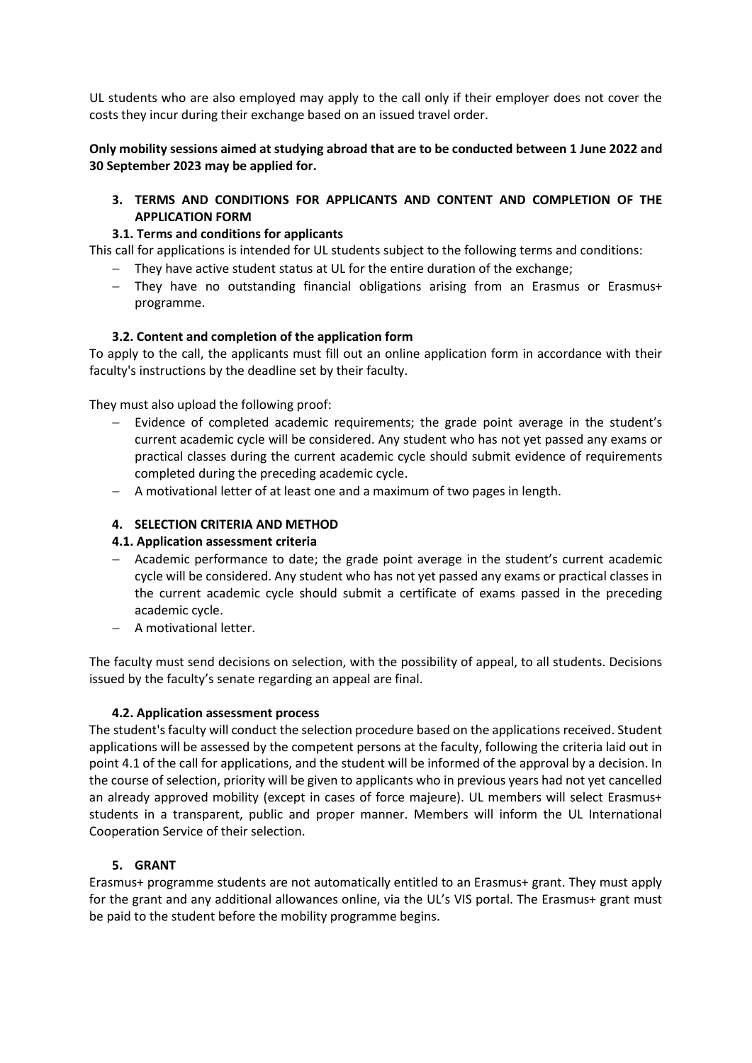UL students who are also employed may apply to the call only if their employer does not cover the costs they incur during their exchange based on an issued travel order.

**Only mobility sessions aimed at studying abroad that are to be conducted between 1 June 2022 and 30 September 2023 may be applied for.**

## 3. TERMS AND CONDITIONS FOR APPLICANTS AND CONTENT AND COMPLETION OF THE APPLICATION FORM

### 3.1. Terms and conditions for applicants

This call for applications is intended for UL students subject to the following terms and conditions:

- They have active student status at UL for the entire duration of the exchange;
- They have no outstanding financial obligations arising from an Erasmus or Erasmus+ programme.

### 3.2. Content and completion of the application form

To apply to the call, the applicants must fill out an online application form in accordance with their faculty's instructions by the deadline set by their faculty.

They must also upload the following proof:

- Evidence of completed academic requirements; the grade point average in the student's current academic cycle will be considered. Any student who has not yet passed any exams or practical classes during the current academic cycle should submit evidence of requirements completed during the preceding academic cycle.
- A motivational letter of at least one and a maximum of two pages in length.

## 4. SELECTION CRITERIA AND METHOD

### 4.1. Application assessment criteria

- Academic performance to date; the grade point average in the student's current academic cycle will be considered. Any student who has not yet passed any exams or practical classes in the current academic cycle should submit a certificate of exams passed in the preceding academic cycle.
- A motivational letter.

The faculty must send decisions on selection, with the possibility of appeal, to all students. Decisions issued by the faculty's senate regarding an appeal are final.

### 4.2. Application assessment process

The student's faculty will conduct the selection procedure based on the applications received. Student applications will be assessed by the competent persons at the faculty, following the criteria laid out in point 4.1 of the call for applications, and the student will be informed of the approval by a decision. In the course of selection, priority will be given to applicants who in previous years had not yet cancelled an already approved mobility (except in cases of force majeure). UL members will select Erasmus+ students in a transparent, public and proper manner. Members will inform the UL International Cooperation Service of their selection.

## 5. GRANT

Erasmus+ programme students are not automatically entitled to an Erasmus+ grant. They must apply for the grant and any additional allowances online, via the UL's VIS portal. The Erasmus+ grant must be paid to the student before the mobility programme begins.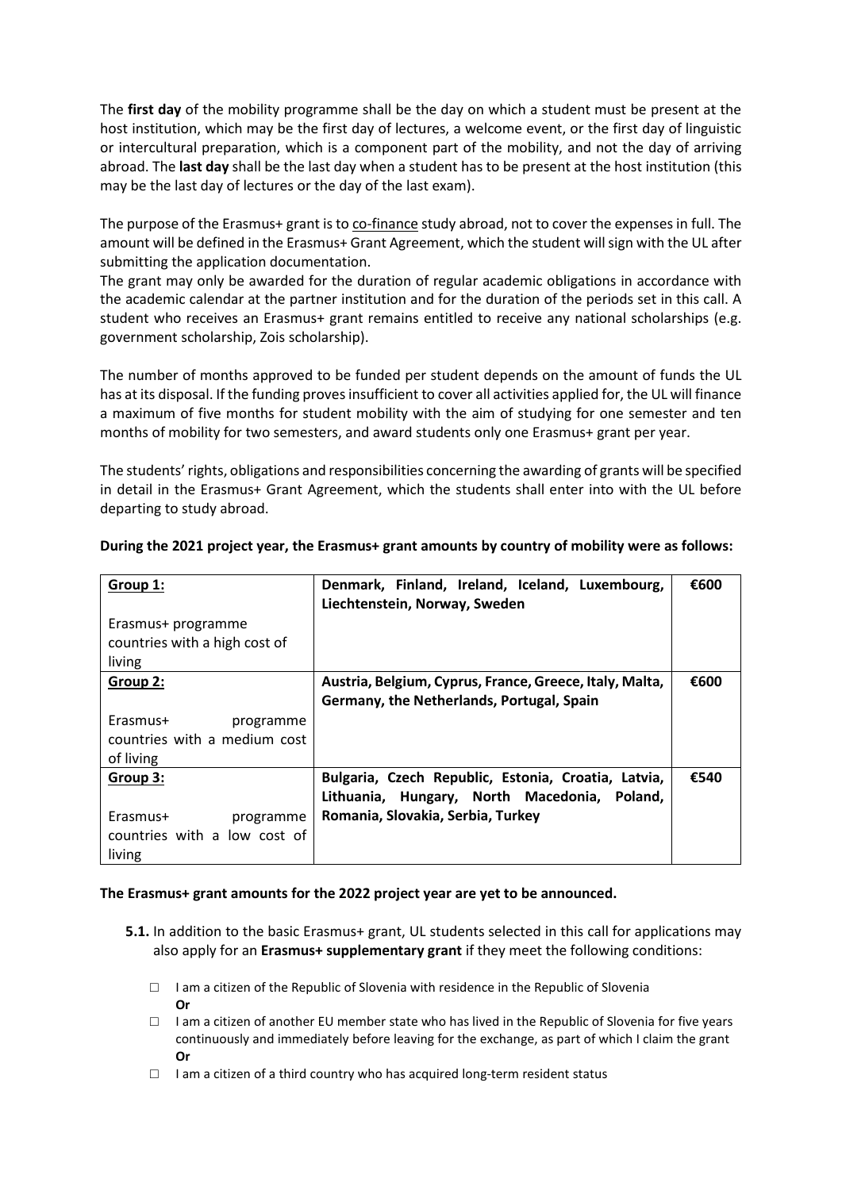The **first day** of the mobility programme shall be the day on which a student must be present at the host institution, which may be the first day of lectures, a welcome event, or the first day of linguistic or intercultural preparation, which is a component part of the mobility, and not the day of arriving abroad. The **last day** shall be the last day when a student has to be present at the host institution (this may be the last day of lectures or the day of the last exam).

The purpose of the Erasmus+ grant is to co-finance study abroad, not to cover the expenses in full. The amount will be defined in the Erasmus+ Grant Agreement, which the student will sign with the UL after submitting the application documentation.

The grant may only be awarded for the duration of regular academic obligations in accordance with the academic calendar at the partner institution and for the duration of the periods set in this call. A student who receives an Erasmus+ grant remains entitled to receive any national scholarships (e.g. government scholarship, Zois scholarship).

The number of months approved to be funded per student depends on the amount of funds the UL has at its disposal. If the funding proves insufficient to cover all activities applied for, the UL will finance a maximum of five months for student mobility with the aim of studying for one semester and ten months of mobility for two semesters, and award students only one Erasmus+ grant per year.

The students' rights, obligations and responsibilities concerning the awarding of grants will be specified in detail in the Erasmus+ Grant Agreement, which the students shall enter into with the UL before departing to study abroad.

**During the 2021 project year, the Erasmus+ grant amounts by country of mobility were as follows:**

| Group | Countries | Amount |
|---|---|---|
| **Group 1:** Erasmus+ programme countries with a high cost of living | **Denmark, Finland, Ireland, Iceland, Luxembourg, Liechtenstein, Norway, Sweden** | **€600** |
| **Group 2:** Erasmus+ programme countries with a medium cost of living | **Austria, Belgium, Cyprus, France, Greece, Italy, Malta, Germany, the Netherlands, Portugal, Spain** | **€600** |
| **Group 3:** Erasmus+ programme countries with a low cost of living | **Bulgaria, Czech Republic, Estonia, Croatia, Latvia, Lithuania, Hungary, North Macedonia, Poland, Romania, Slovakia, Serbia, Turkey** | **€540** |

**The Erasmus+ grant amounts for the 2022 project year are yet to be announced.**

**5.1.** In addition to the basic Erasmus+ grant, UL students selected in this call for applications may also apply for an **Erasmus+ supplementary grant** if they meet the following conditions:

- ☐ I am a citizen of the Republic of Slovenia with residence in the Republic of Slovenia
  **Or**
- ☐ I am a citizen of another EU member state who has lived in the Republic of Slovenia for five years continuously and immediately before leaving for the exchange, as part of which I claim the grant
  **Or**
- ☐ I am a citizen of a third country who has acquired long-term resident status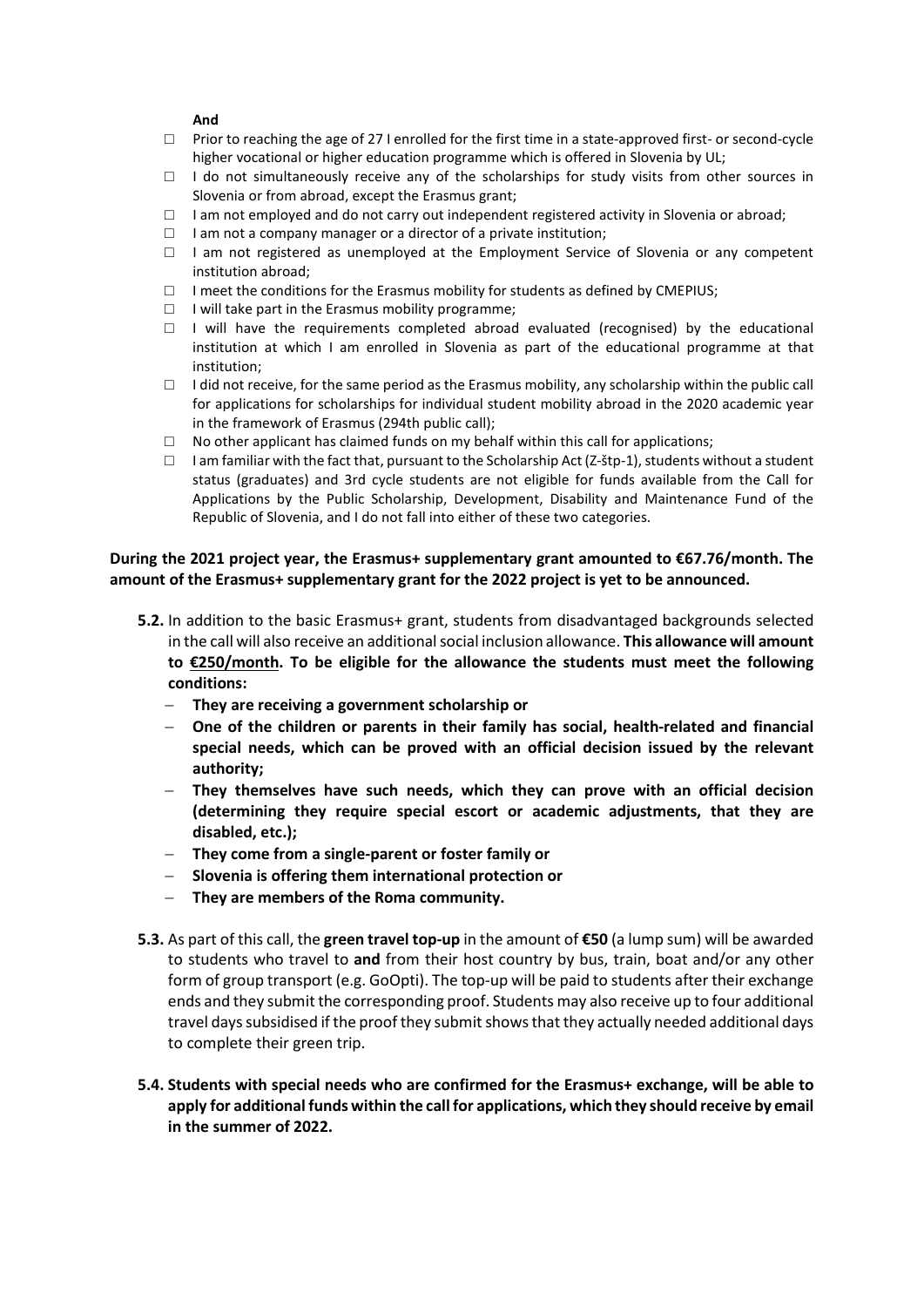**And**

- ☐ Prior to reaching the age of 27 I enrolled for the first time in a state-approved first- or second-cycle higher vocational or higher education programme which is offered in Slovenia by UL;
- ☐ I do not simultaneously receive any of the scholarships for study visits from other sources in Slovenia or from abroad, except the Erasmus grant;
- ☐ I am not employed and do not carry out independent registered activity in Slovenia or abroad;
- ☐ I am not a company manager or a director of a private institution;
- ☐ I am not registered as unemployed at the Employment Service of Slovenia or any competent institution abroad;
- ☐ I meet the conditions for the Erasmus mobility for students as defined by CMEPIUS;
- ☐ I will take part in the Erasmus mobility programme;
- ☐ I will have the requirements completed abroad evaluated (recognised) by the educational institution at which I am enrolled in Slovenia as part of the educational programme at that institution;
- ☐ I did not receive, for the same period as the Erasmus mobility, any scholarship within the public call for applications for scholarships for individual student mobility abroad in the 2020 academic year in the framework of Erasmus (294th public call);
- ☐ No other applicant has claimed funds on my behalf within this call for applications;
- ☐ I am familiar with the fact that, pursuant to the Scholarship Act (Z-štp-1), students without a student status (graduates) and 3rd cycle students are not eligible for funds available from the Call for Applications by the Public Scholarship, Development, Disability and Maintenance Fund of the Republic of Slovenia, and I do not fall into either of these two categories.

**During the 2021 project year, the Erasmus+ supplementary grant amounted to €67.76/month. The amount of the Erasmus+ supplementary grant for the 2022 project is yet to be announced.**

**5.2.** In addition to the basic Erasmus+ grant, students from disadvantaged backgrounds selected in the call will also receive an additional social inclusion allowance. **This allowance will amount to <u>€250/month</u>. To be eligible for the allowance the students must meet the following conditions:**

- **They are receiving a government scholarship or**
- **One of the children or parents in their family has social, health-related and financial special needs, which can be proved with an official decision issued by the relevant authority;**
- **They themselves have such needs, which they can prove with an official decision (determining they require special escort or academic adjustments, that they are disabled, etc.);**
- **They come from a single-parent or foster family or**
- **Slovenia is offering them international protection or**
- **They are members of the Roma community.**

**5.3.** As part of this call, the **green travel top-up** in the amount of **€50** (a lump sum) will be awarded to students who travel to **and** from their host country by bus, train, boat and/or any other form of group transport (e.g. GoOpti). The top-up will be paid to students after their exchange ends and they submit the corresponding proof. Students may also receive up to four additional travel days subsidised if the proof they submit shows that they actually needed additional days to complete their green trip.

**5.4. Students with special needs who are confirmed for the Erasmus+ exchange, will be able to apply for additional funds within the call for applications, which they should receive by email in the summer of 2022.**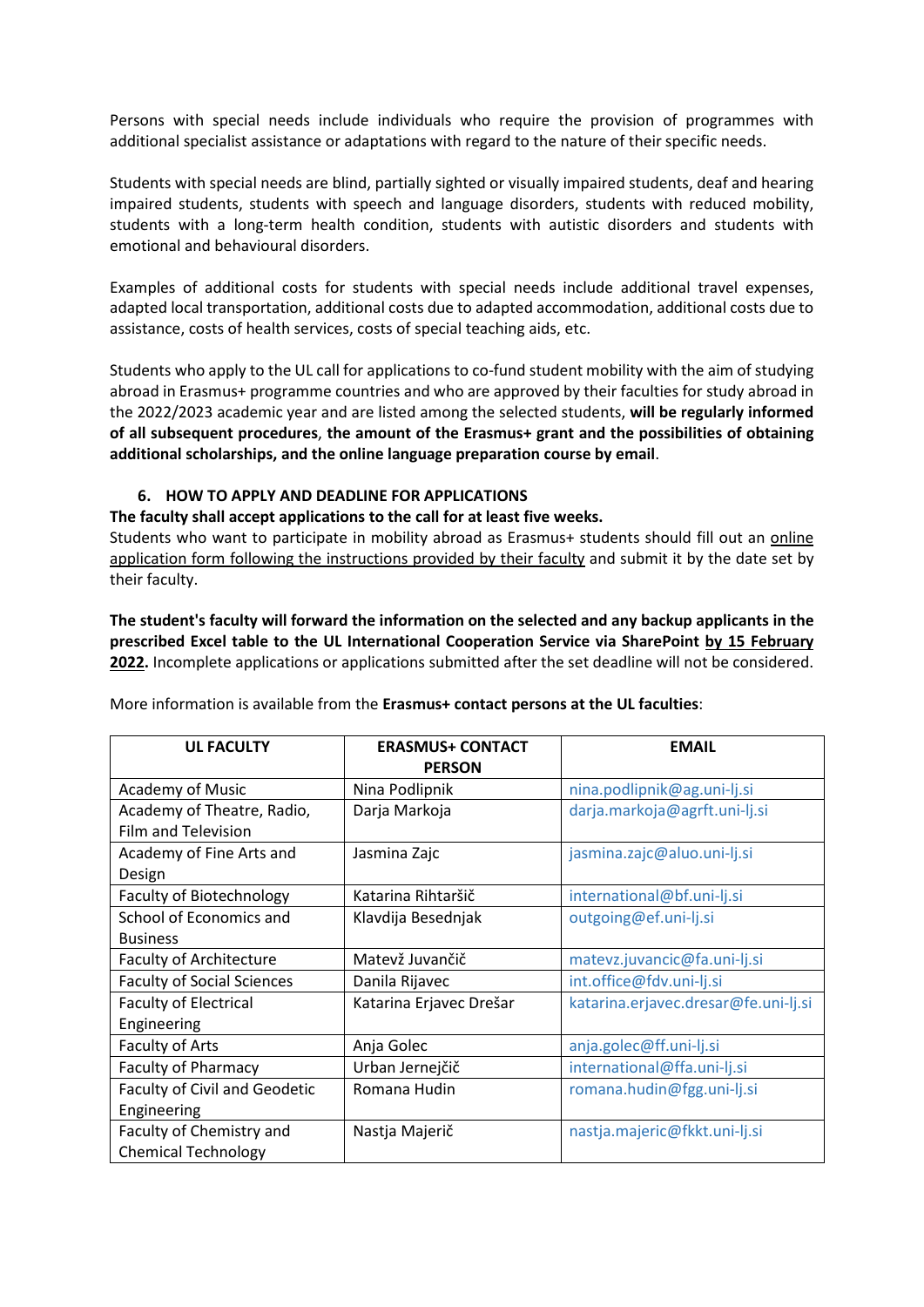Persons with special needs include individuals who require the provision of programmes with additional specialist assistance or adaptations with regard to the nature of their specific needs.

Students with special needs are blind, partially sighted or visually impaired students, deaf and hearing impaired students, students with speech and language disorders, students with reduced mobility, students with a long-term health condition, students with autistic disorders and students with emotional and behavioural disorders.

Examples of additional costs for students with special needs include additional travel expenses, adapted local transportation, additional costs due to adapted accommodation, additional costs due to assistance, costs of health services, costs of special teaching aids, etc.

Students who apply to the UL call for applications to co-fund student mobility with the aim of studying abroad in Erasmus+ programme countries and who are approved by their faculties for study abroad in the 2022/2023 academic year and are listed among the selected students, **will be regularly informed of all subsequent procedures**, **the amount of the Erasmus+ grant and the possibilities of obtaining additional scholarships, and the online language preparation course by email**.

## 6. HOW TO APPLY AND DEADLINE FOR APPLICATIONS

**The faculty shall accept applications to the call for at least five weeks.**
Students who want to participate in mobility abroad as Erasmus+ students should fill out an online application form following the instructions provided by their faculty and submit it by the date set by their faculty.

**The student's faculty will forward the information on the selected and any backup applicants in the prescribed Excel table to the UL International Cooperation Service via SharePoint by 15 February 2022.** Incomplete applications or applications submitted after the set deadline will not be considered.

More information is available from the **Erasmus+ contact persons at the UL faculties**:

| UL FACULTY | ERASMUS+ CONTACT PERSON | EMAIL |
|---|---|---|
| Academy of Music | Nina Podlipnik | nina.podlipnik@ag.uni-lj.si |
| Academy of Theatre, Radio, Film and Television | Darja Markoja | darja.markoja@agrft.uni-lj.si |
| Academy of Fine Arts and Design | Jasmina Zajc | jasmina.zajc@aluo.uni-lj.si |
| Faculty of Biotechnology | Katarina Rihtaršič | international@bf.uni-lj.si |
| School of Economics and Business | Klavdija Besednjak | outgoing@ef.uni-lj.si |
| Faculty of Architecture | Matevž Juvančič | matevz.juvancic@fa.uni-lj.si |
| Faculty of Social Sciences | Danila Rijavec | int.office@fdv.uni-lj.si |
| Faculty of Electrical Engineering | Katarina Erjavec Drešar | katarina.erjavec.dresar@fe.uni-lj.si |
| Faculty of Arts | Anja Golec | anja.golec@ff.uni-lj.si |
| Faculty of Pharmacy | Urban Jernejčič | international@ffa.uni-lj.si |
| Faculty of Civil and Geodetic Engineering | Romana Hudin | romana.hudin@fgg.uni-lj.si |
| Faculty of Chemistry and Chemical Technology | Nastja Majerič | nastja.majeric@fkkt.uni-lj.si |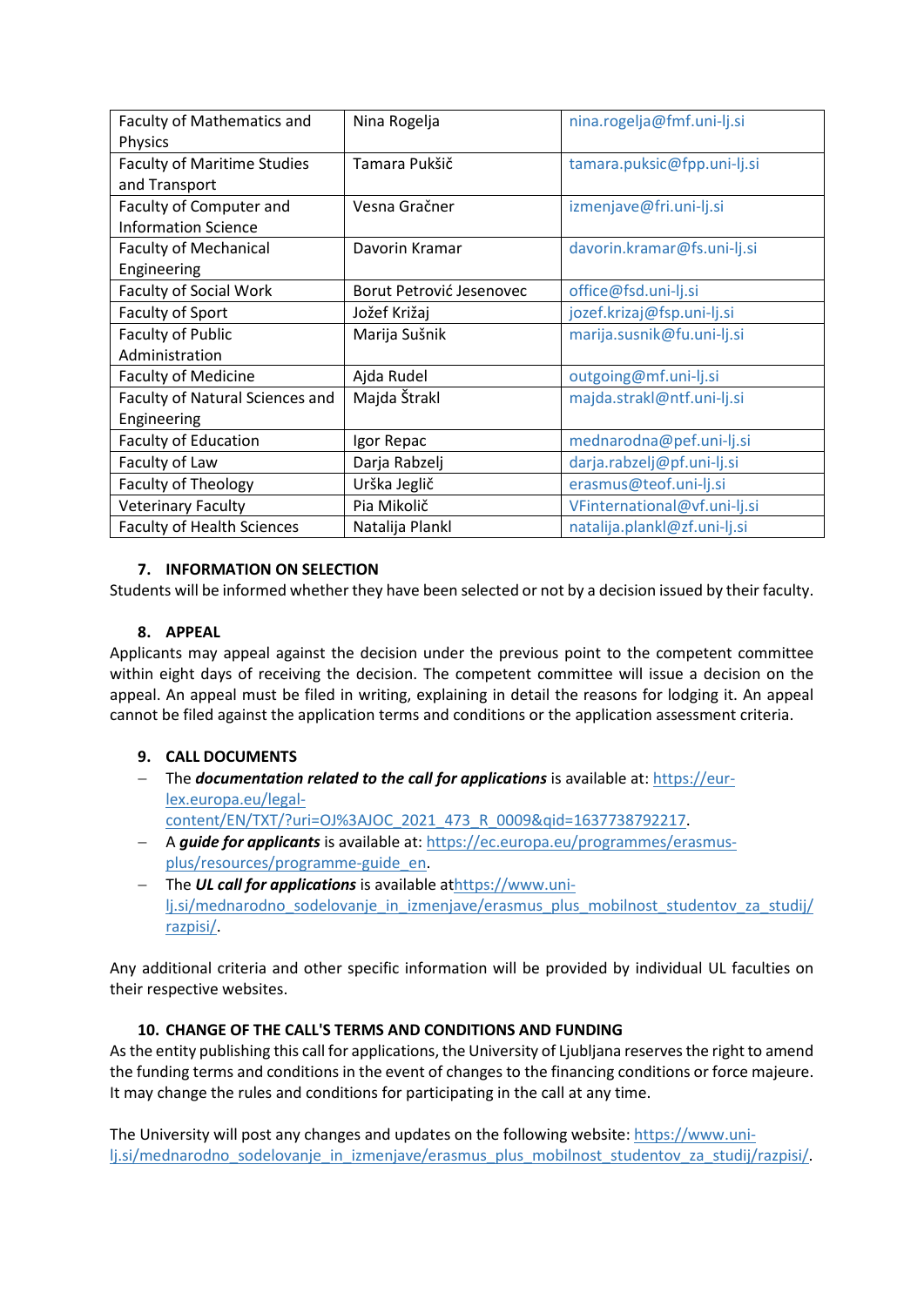| Faculty of Mathematics and Physics | Nina Rogelja | nina.rogelja@fmf.uni-lj.si |
|---|---|---|
| Faculty of Maritime Studies and Transport | Tamara Pukšič | tamara.puksic@fpp.uni-lj.si |
| Faculty of Computer and Information Science | Vesna Gračner | izmenjave@fri.uni-lj.si |
| Faculty of Mechanical Engineering | Davorin Kramar | davorin.kramar@fs.uni-lj.si |
| Faculty of Social Work | Borut Petrović Jesenovec | office@fsd.uni-lj.si |
| Faculty of Sport | Jožef Križaj | jozef.krizaj@fsp.uni-lj.si |
| Faculty of Public Administration | Marija Sušnik | marija.susnik@fu.uni-lj.si |
| Faculty of Medicine | Ajda Rudel | outgoing@mf.uni-lj.si |
| Faculty of Natural Sciences and Engineering | Majda Štrakl | majda.strakl@ntf.uni-lj.si |
| Faculty of Education | Igor Repac | mednarodna@pef.uni-lj.si |
| Faculty of Law | Darja Rabzelj | darja.rabzelj@pf.uni-lj.si |
| Faculty of Theology | Urška Jeglič | erasmus@teof.uni-lj.si |
| Veterinary Faculty | Pia Mikolič | VFinternational@vf.uni-lj.si |
| Faculty of Health Sciences | Natalija Plankl | natalija.plankl@zf.uni-lj.si |

## 7. INFORMATION ON SELECTION

Students will be informed whether they have been selected or not by a decision issued by their faculty.

## 8. APPEAL

Applicants may appeal against the decision under the previous point to the competent committee within eight days of receiving the decision. The competent committee will issue a decision on the appeal. An appeal must be filed in writing, explaining in detail the reasons for lodging it. An appeal cannot be filed against the application terms and conditions or the application assessment criteria.

## 9. CALL DOCUMENTS

- The ***documentation related to the call for applications*** is available at: https://eur-lex.europa.eu/legal-content/EN/TXT/?uri=OJ%3AJOC_2021_473_R_0009&qid=1637738792217.
- A ***guide for applicants*** is available at: https://ec.europa.eu/programmes/erasmus-plus/resources/programme-guide_en.
- The ***UL call for applications*** is available at https://www.uni-lj.si/mednarodno_sodelovanje_in_izmenjave/erasmus_plus_mobilnost_studentov_za_studij/razpisi/.

Any additional criteria and other specific information will be provided by individual UL faculties on their respective websites.

## 10. CHANGE OF THE CALL'S TERMS AND CONDITIONS AND FUNDING

As the entity publishing this call for applications, the University of Ljubljana reserves the right to amend the funding terms and conditions in the event of changes to the financing conditions or force majeure. It may change the rules and conditions for participating in the call at any time.

The University will post any changes and updates on the following website: https://www.uni-lj.si/mednarodno_sodelovanje_in_izmenjave/erasmus_plus_mobilnost_studentov_za_studij/razpisi/.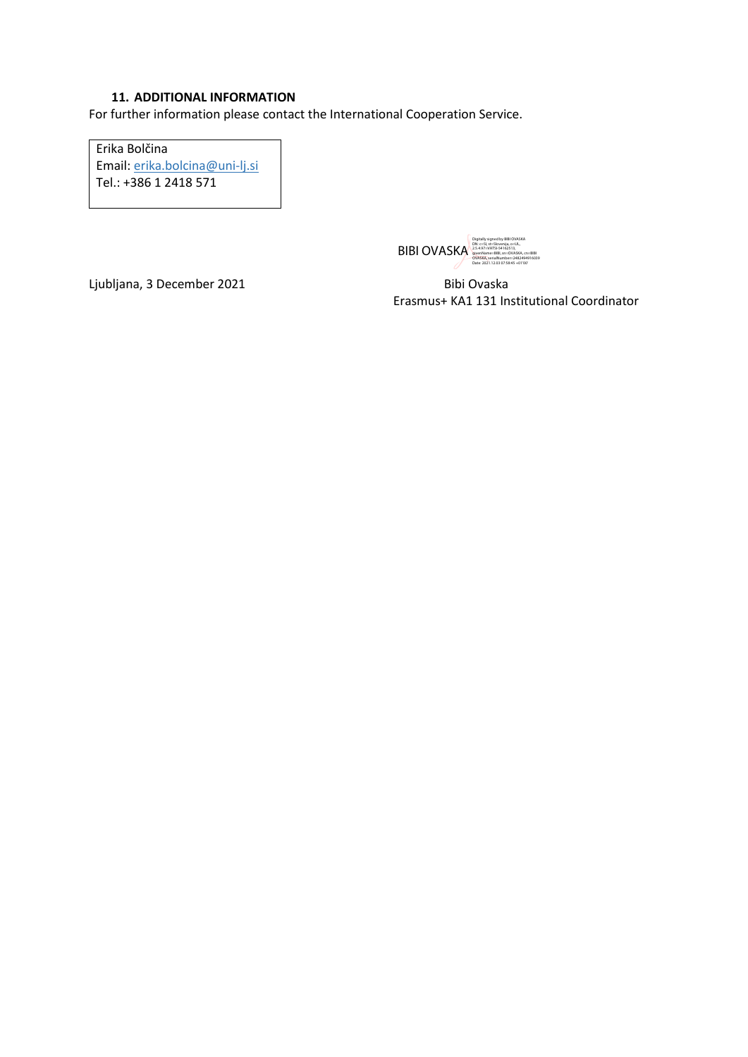### 11. ADDITIONAL INFORMATION

For further information please contact the International Cooperation Service.

Erika Bolčina
Email: erika.bolcina@uni-lj.si
Tel.: +386 1 2418 571

BIBI OVASKA

Digitally signed by BIBI OVASKA
DN: c=SI, st=Slovenija, o=UL, 2.5.4.97=VATSI-54162513, givenName=BIBI, sn=OVASKA, cn=BIBI OVASKA, serialNumber=2482494916039
Date: 2021.12.03 07:58:45 +01'00'

Ljubljana, 3 December 2021

Bibi Ovaska
Erasmus+ KA1 131 Institutional Coordinator